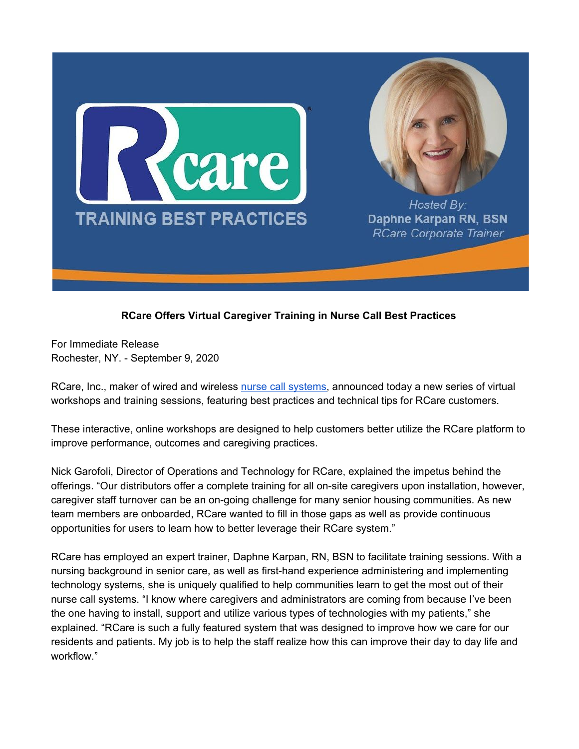**RCare Offers Virtual Caregiver Training in Nurse Call Best Practices**

For Immediate Release
Rochester, NY. - September 9, 2020

RCare, Inc., maker of wired and wireless nurse call systems, announced today a new series of virtual workshops and training sessions, featuring best practices and technical tips for RCare customers.

These interactive, online workshops are designed to help customers better utilize the RCare platform to improve performance, outcomes and caregiving practices.

Nick Garofoli, Director of Operations and Technology for RCare, explained the impetus behind the offerings. “Our distributors offer a complete training for all on-site caregivers upon installation, however, caregiver staff turnover can be an on-going challenge for many senior housing communities. As new team members are onboarded, RCare wanted to fill in those gaps as well as provide continuous opportunities for users to learn how to better leverage their RCare system.”

RCare has employed an expert trainer, Daphne Karpan, RN, BSN to facilitate training sessions. With a nursing background in senior care, as well as first-hand experience administering and implementing technology systems, she is uniquely qualified to help communities learn to get the most out of their nurse call systems. “I know where caregivers and administrators are coming from because I’ve been the one having to install, support and utilize various types of technologies with my patients,” she explained. “RCare is such a fully featured system that was designed to improve how we care for our residents and patients. My job is to help the staff realize how this can improve their day to day life and workflow.”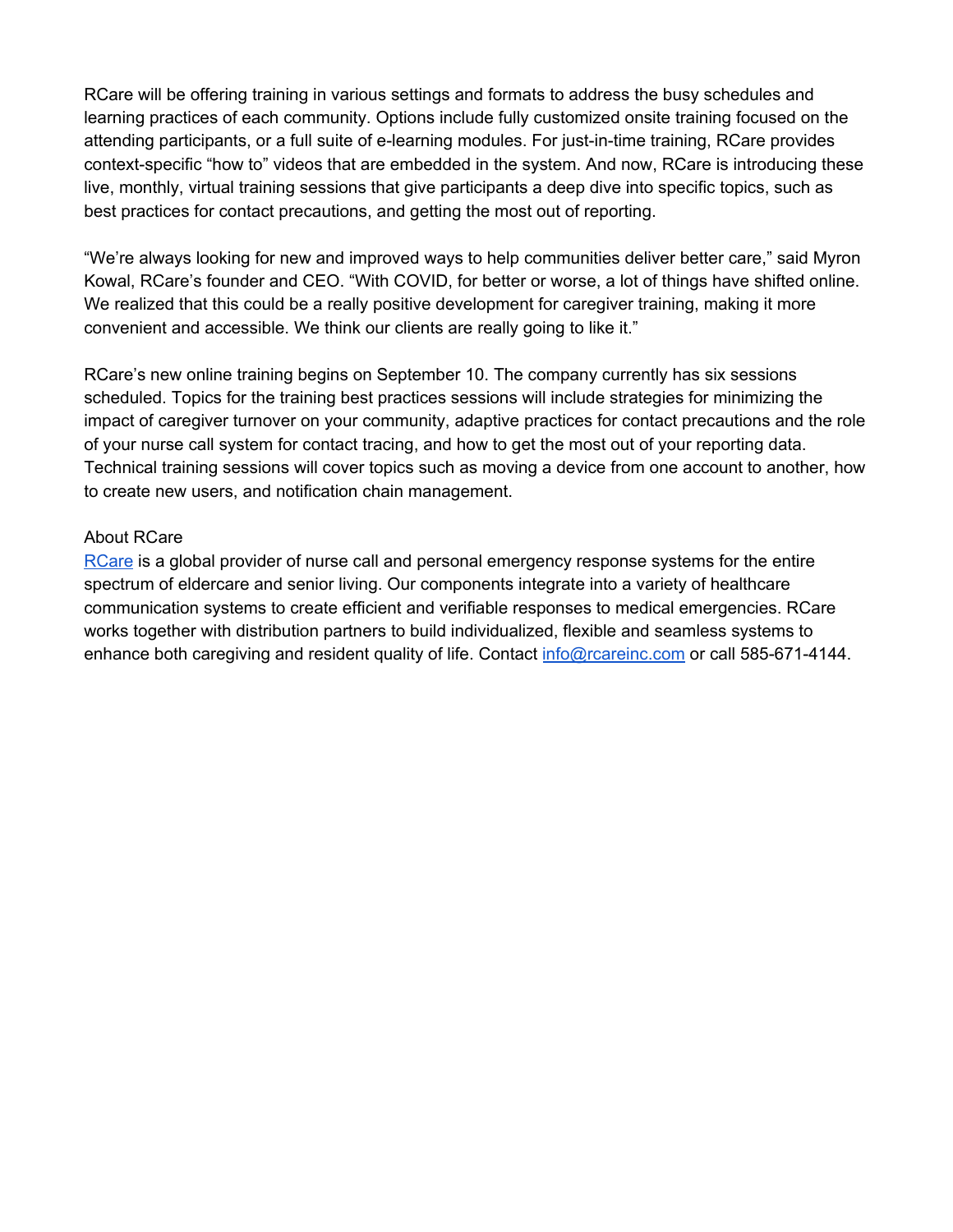RCare will be offering training in various settings and formats to address the busy schedules and learning practices of each community. Options include fully customized onsite training focused on the attending participants, or a full suite of e-learning modules. For just-in-time training, RCare provides context-specific “how to” videos that are embedded in the system. And now, RCare is introducing these live, monthly, virtual training sessions that give participants a deep dive into specific topics, such as best practices for contact precautions, and getting the most out of reporting.

“We’re always looking for new and improved ways to help communities deliver better care,” said Myron Kowal, RCare’s founder and CEO. “With COVID, for better or worse, a lot of things have shifted online. We realized that this could be a really positive development for caregiver training, making it more convenient and accessible. We think our clients are really going to like it.”

RCare’s new online training begins on September 10. The company currently has six sessions scheduled. Topics for the training best practices sessions will include strategies for minimizing the impact of caregiver turnover on your community, adaptive practices for contact precautions and the role of your nurse call system for contact tracing, and how to get the most out of your reporting data. Technical training sessions will cover topics such as moving a device from one account to another, how to create new users, and notification chain management.

About RCare

RCare is a global provider of nurse call and personal emergency response systems for the entire spectrum of eldercare and senior living. Our components integrate into a variety of healthcare communication systems to create efficient and verifiable responses to medical emergencies. RCare works together with distribution partners to build individualized, flexible and seamless systems to enhance both caregiving and resident quality of life. Contact info@rcareinc.com or call 585-671-4144.